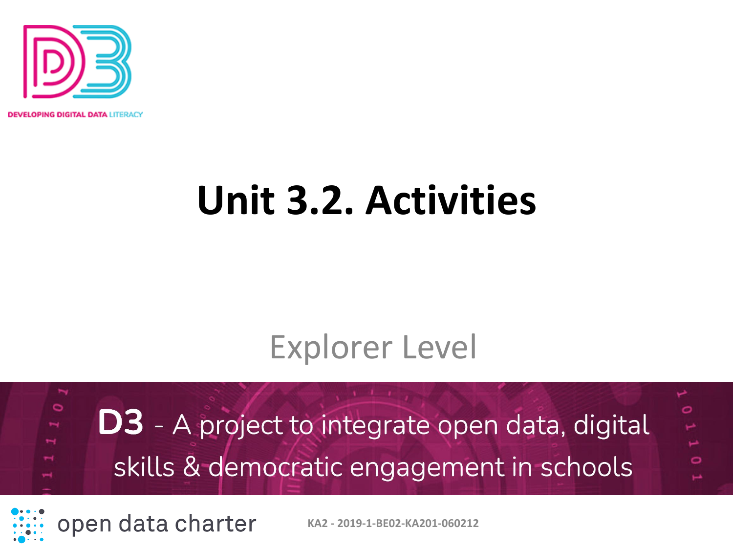DEVELOPING DIGITAL DATA LITERACY

# Unit 3.2. Activities

Explorer Level

**D3** - A project to integrate open data, digital skills & democratic engagement in schools

open data charter

KA2 - 2019-1-BE02-KA201-060212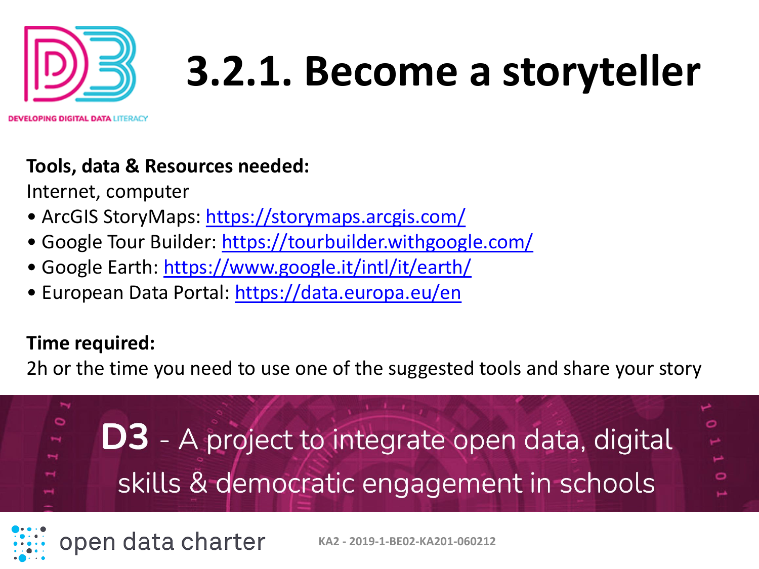# 3.2.1. Become a storyteller

**Tools, data & Resources needed:**

Internet, computer

- ArcGIS StoryMaps: https://storymaps.arcgis.com/
- Google Tour Builder: https://tourbuilder.withgoogle.com/
- Google Earth: https://www.google.it/intl/it/earth/
- European Data Portal: https://data.europa.eu/en

**Time required:**

2h or the time you need to use one of the suggested tools and share your story

**D3** - A project to integrate open data, digital skills & democratic engagement in schools

KA2 - 2019-1-BE02-KA201-060212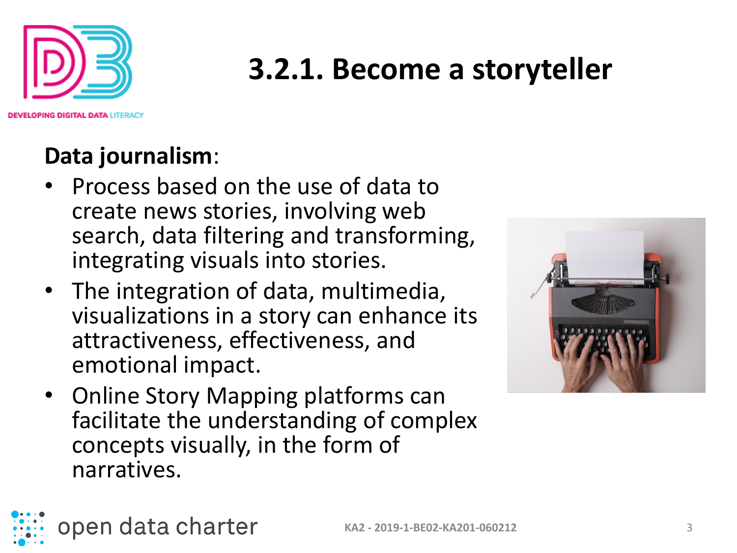# 3.2.1. Become a storyteller

**Data journalism**:

- Process based on the use of data to create news stories, involving web search, data filtering and transforming, integrating visuals into stories.
- The integration of data, multimedia, visualizations in a story can enhance its attractiveness, effectiveness, and emotional impact.
- Online Story Mapping platforms can facilitate the understanding of complex concepts visually, in the form of narratives.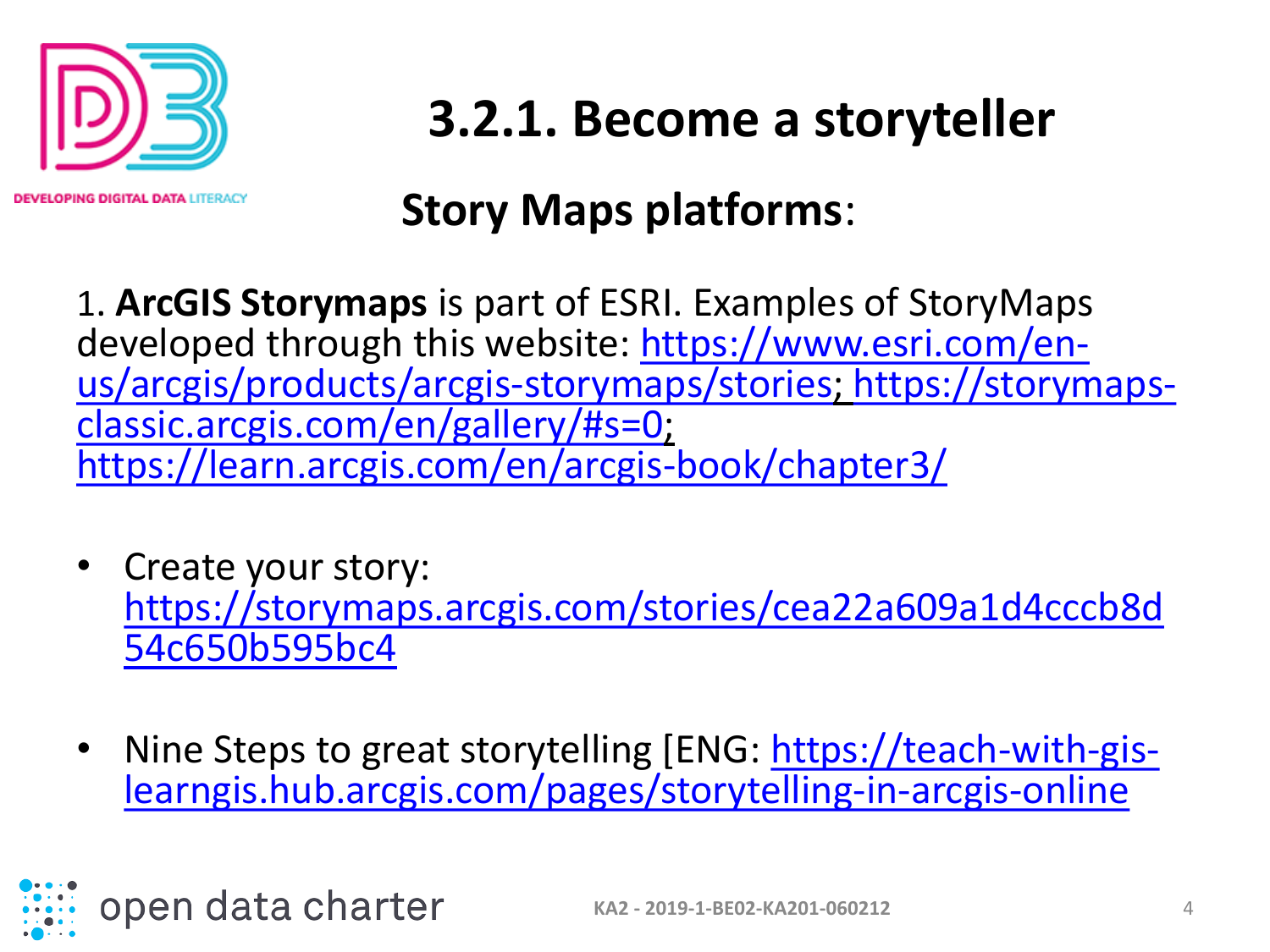# 3.2.1. Become a storyteller

## **Story Maps platforms**:

1. **ArcGIS Storymaps** is part of ESRI. Examples of StoryMaps developed through this website: https://www.esri.com/en-us/arcgis/products/arcgis-storymaps/stories; https://storymaps-classic.arcgis.com/en/gallery/#s=0; https://learn.arcgis.com/en/arcgis-book/chapter3/

- Create your story: https://storymaps.arcgis.com/stories/cea22a609a1d4cccb8d54c650b595bc4

- Nine Steps to great storytelling [ENG: https://teach-with-gis-learngis.hub.arcgis.com/pages/storytelling-in-arcgis-online

open data charter

KA2 - 2019-1-BE02-KA201-060212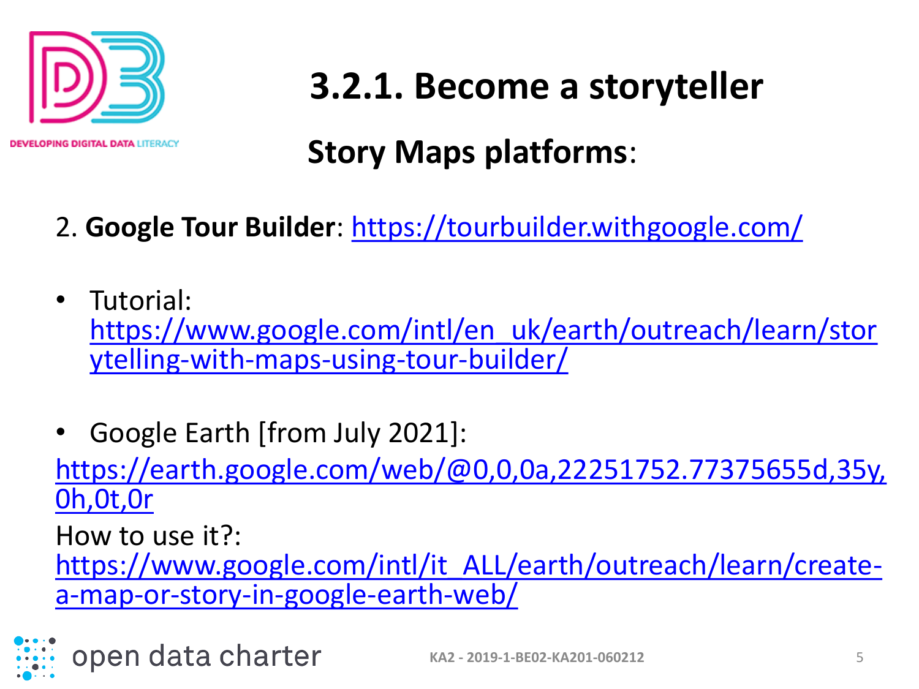# 3.2.1. Become a storyteller

## Story Maps platforms:

2. **Google Tour Builder**: https://tourbuilder.withgoogle.com/

- Tutorial: https://www.google.com/intl/en_uk/earth/outreach/learn/storytelling-with-maps-using-tour-builder/

- Google Earth [from July 2021]:

https://earth.google.com/web/@0,0,0a,22251752.77375655d,35y,0h,0t,0r

How to use it?: https://www.google.com/intl/it_ALL/earth/outreach/learn/create-a-map-or-story-in-google-earth-web/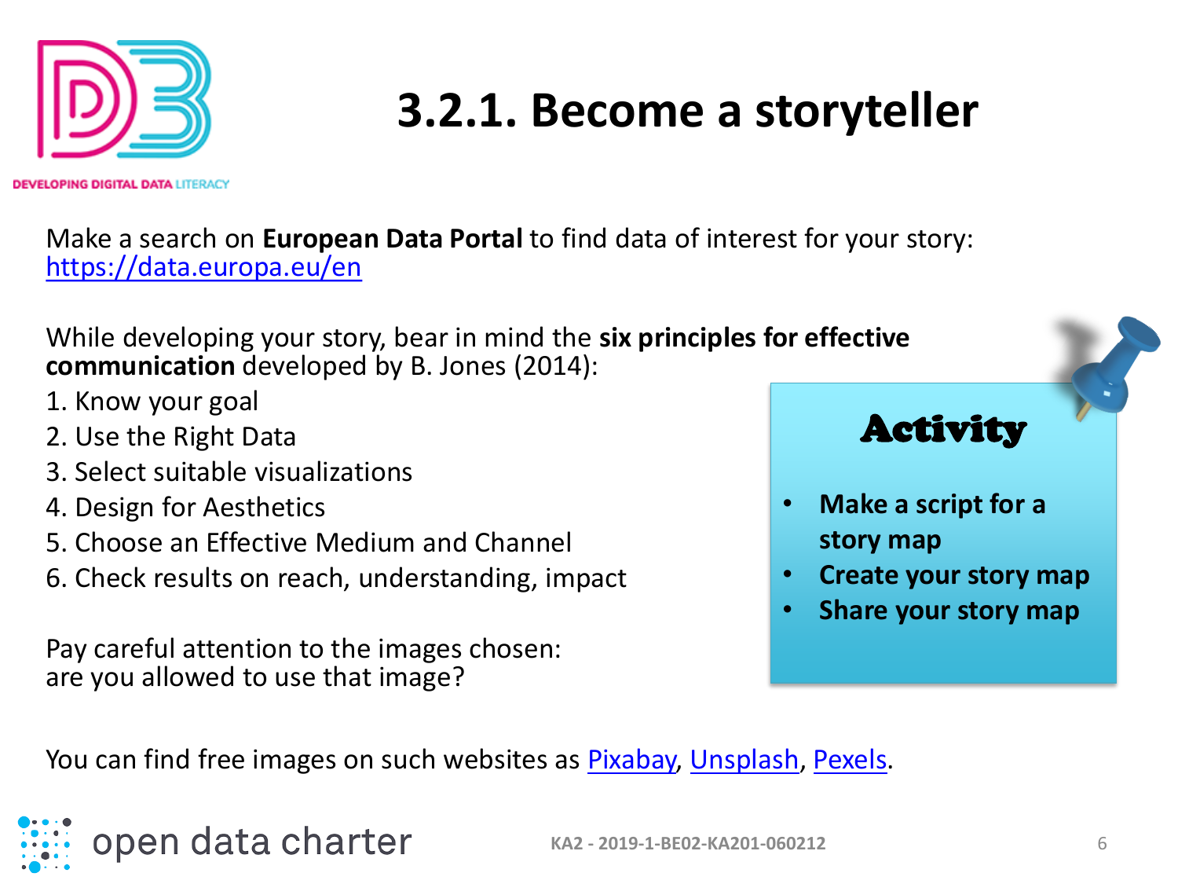# 3.2.1. Become a storyteller

Make a search on **European Data Portal** to find data of interest for your story: https://data.europa.eu/en

While developing your story, bear in mind the **six principles for effective communication** developed by B. Jones (2014):

1. Know your goal
2. Use the Right Data
3. Select suitable visualizations
4. Design for Aesthetics
5. Choose an Effective Medium and Channel
6. Check results on reach, understanding, impact

Pay careful attention to the images chosen: are you allowed to use that image?

You can find free images on such websites as Pixabay, Unsplash, Pexels.

**Activity**

- **Make a script for a story map**
- **Create your story map**
- **Share your story map**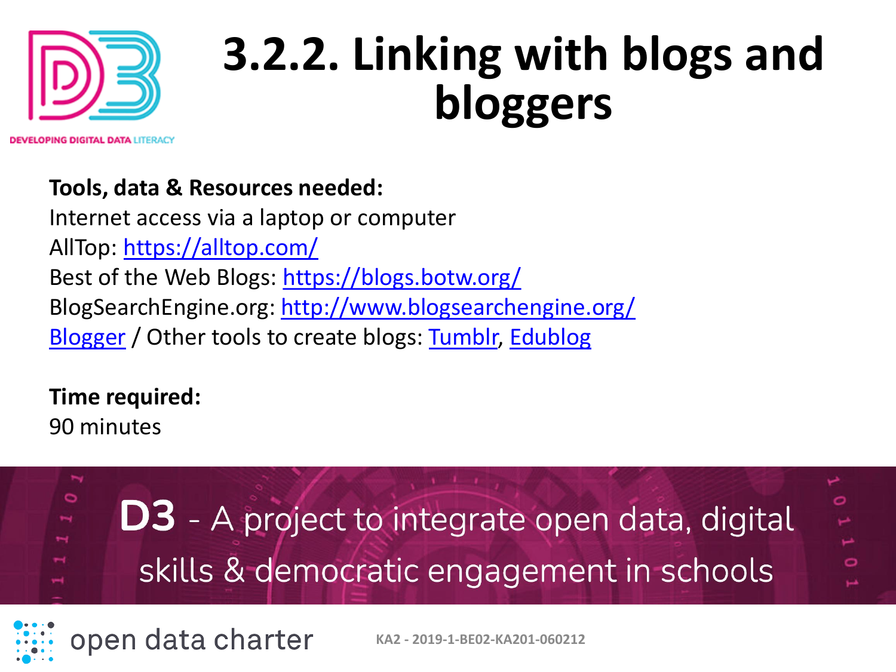DEVELOPING DIGITAL DATA LITERACY

# 3.2.2. Linking with blogs and bloggers

**Tools, data & Resources needed:**

Internet access via a laptop or computer

AllTop: https://alltop.com/

Best of the Web Blogs: https://blogs.botw.org/

BlogSearchEngine.org: http://www.blogsearchengine.org/

Blogger / Other tools to create blogs: Tumblr, Edublog

**Time required:**

90 minutes

**D3** - A project to integrate open data, digital skills & democratic engagement in schools

open data charter

KA2 - 2019-1-BE02-KA201-060212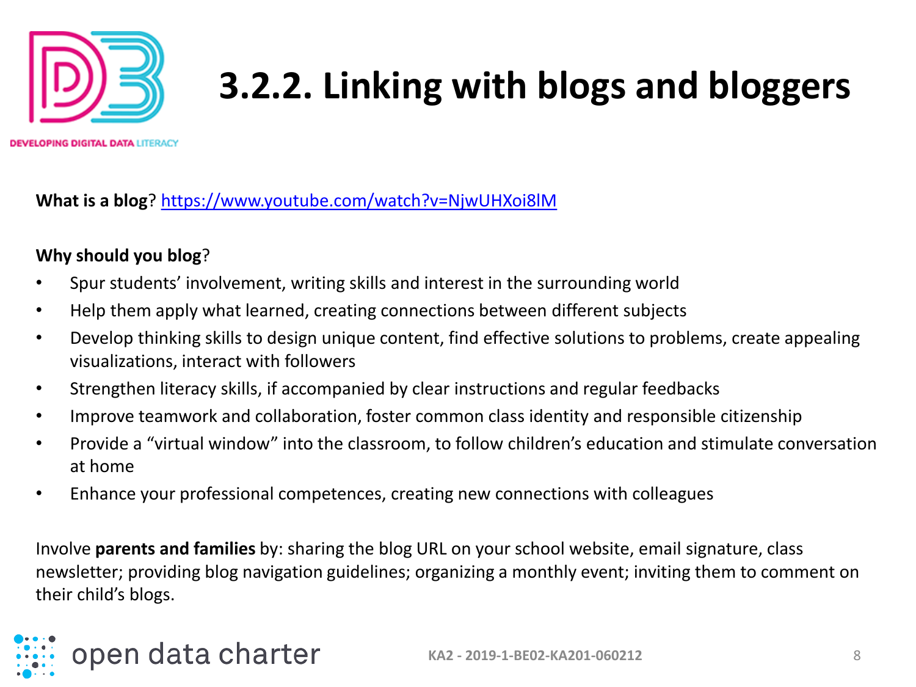# 3.2.2. Linking with blogs and bloggers

**What is a blog**? https://www.youtube.com/watch?v=NjwUHXoi8lM

**Why should you blog**?

- Spur students' involvement, writing skills and interest in the surrounding world
- Help them apply what learned, creating connections between different subjects
- Develop thinking skills to design unique content, find effective solutions to problems, create appealing visualizations, interact with followers
- Strengthen literacy skills, if accompanied by clear instructions and regular feedbacks
- Improve teamwork and collaboration, foster common class identity and responsible citizenship
- Provide a "virtual window" into the classroom, to follow children's education and stimulate conversation at home
- Enhance your professional competences, creating new connections with colleagues

Involve **parents and families** by: sharing the blog URL on your school website, email signature, class newsletter; providing blog navigation guidelines; organizing a monthly event; inviting them to comment on their child's blogs.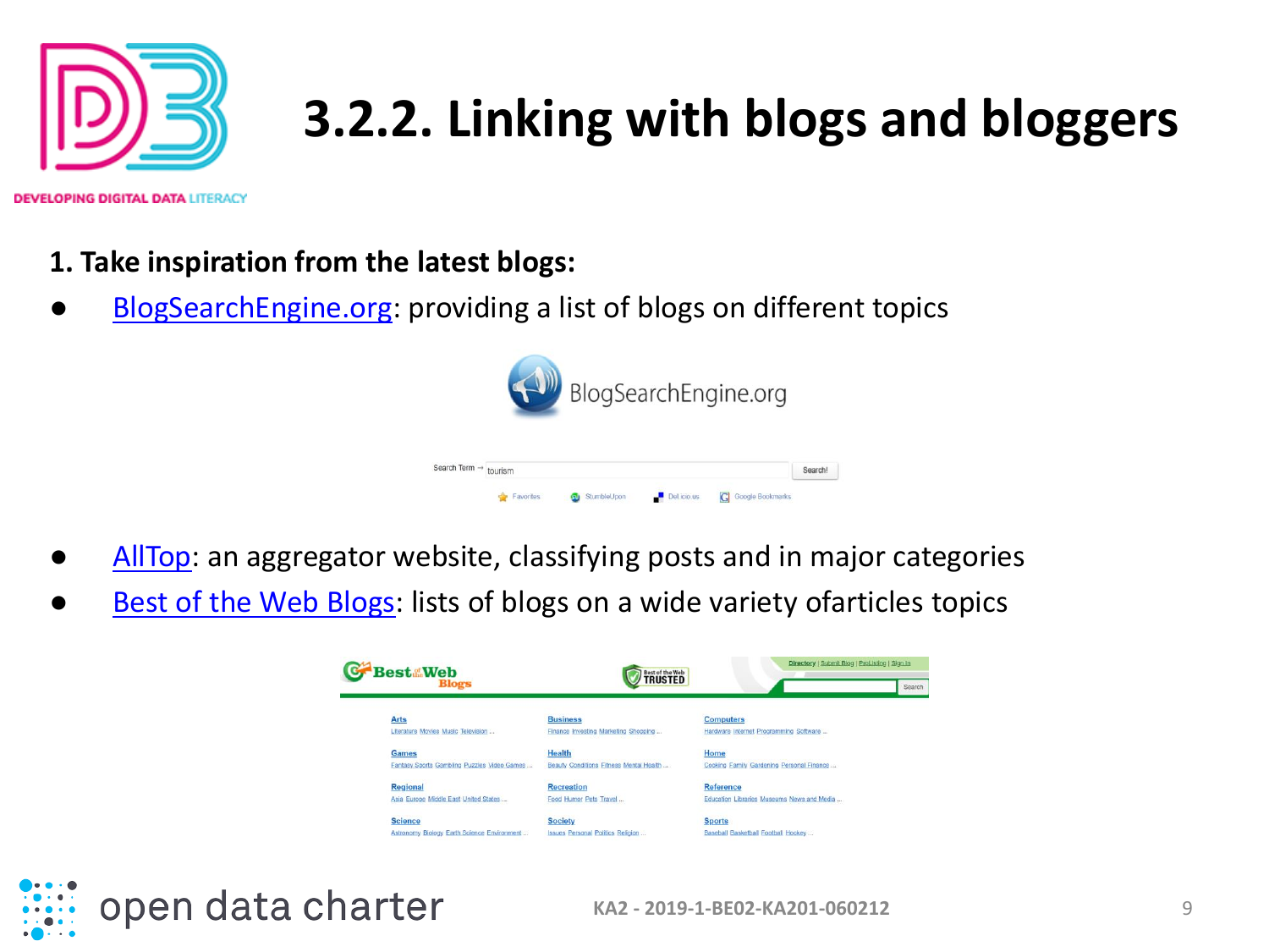# 3.2.2. Linking with blogs and bloggers

**1. Take inspiration from the latest blogs:**

- BlogSearchEngine.org: providing a list of blogs on different topics
- AllTop: an aggregator website, classifying posts and in major categories
- Best of the Web Blogs: lists of blogs on a wide variety ofarticles topics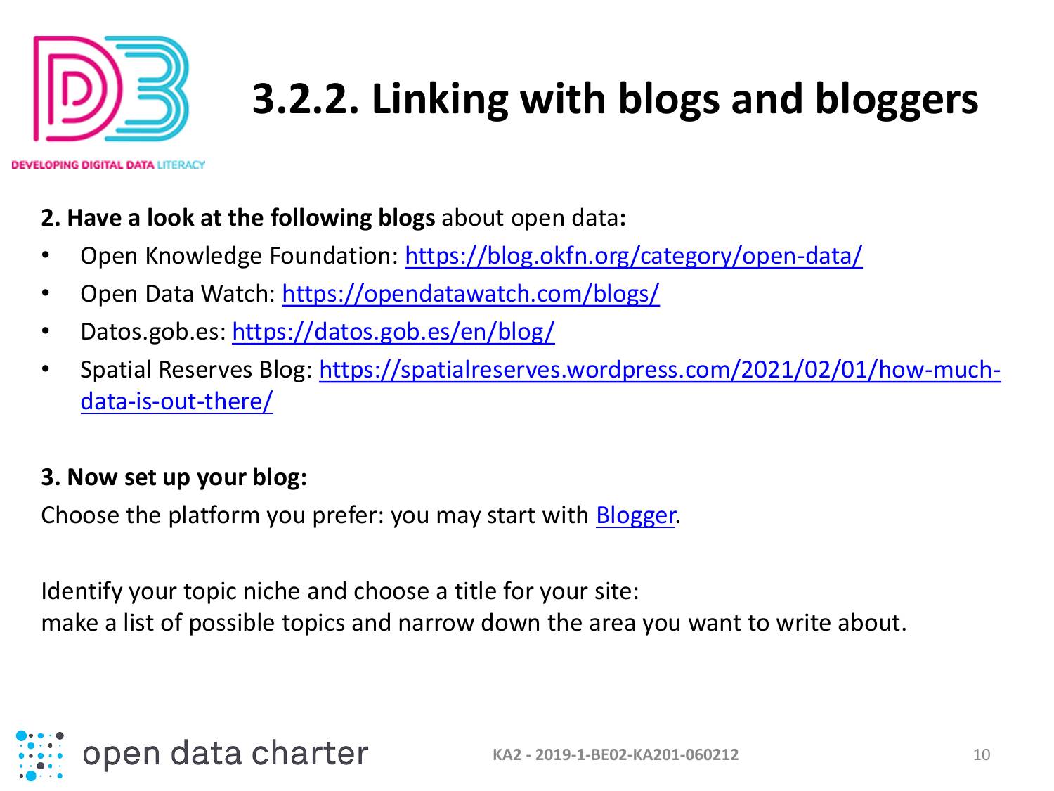# 3.2.2. Linking with blogs and bloggers

**2. Have a look at the following blogs** about open data**:**

- Open Knowledge Foundation: https://blog.okfn.org/category/open-data/
- Open Data Watch: https://opendatawatch.com/blogs/
- Datos.gob.es: https://datos.gob.es/en/blog/
- Spatial Reserves Blog: https://spatialreserves.wordpress.com/2021/02/01/how-much-data-is-out-there/

**3. Now set up your blog:**

Choose the platform you prefer: you may start with Blogger.

Identify your topic niche and choose a title for your site:
make a list of possible topics and narrow down the area you want to write about.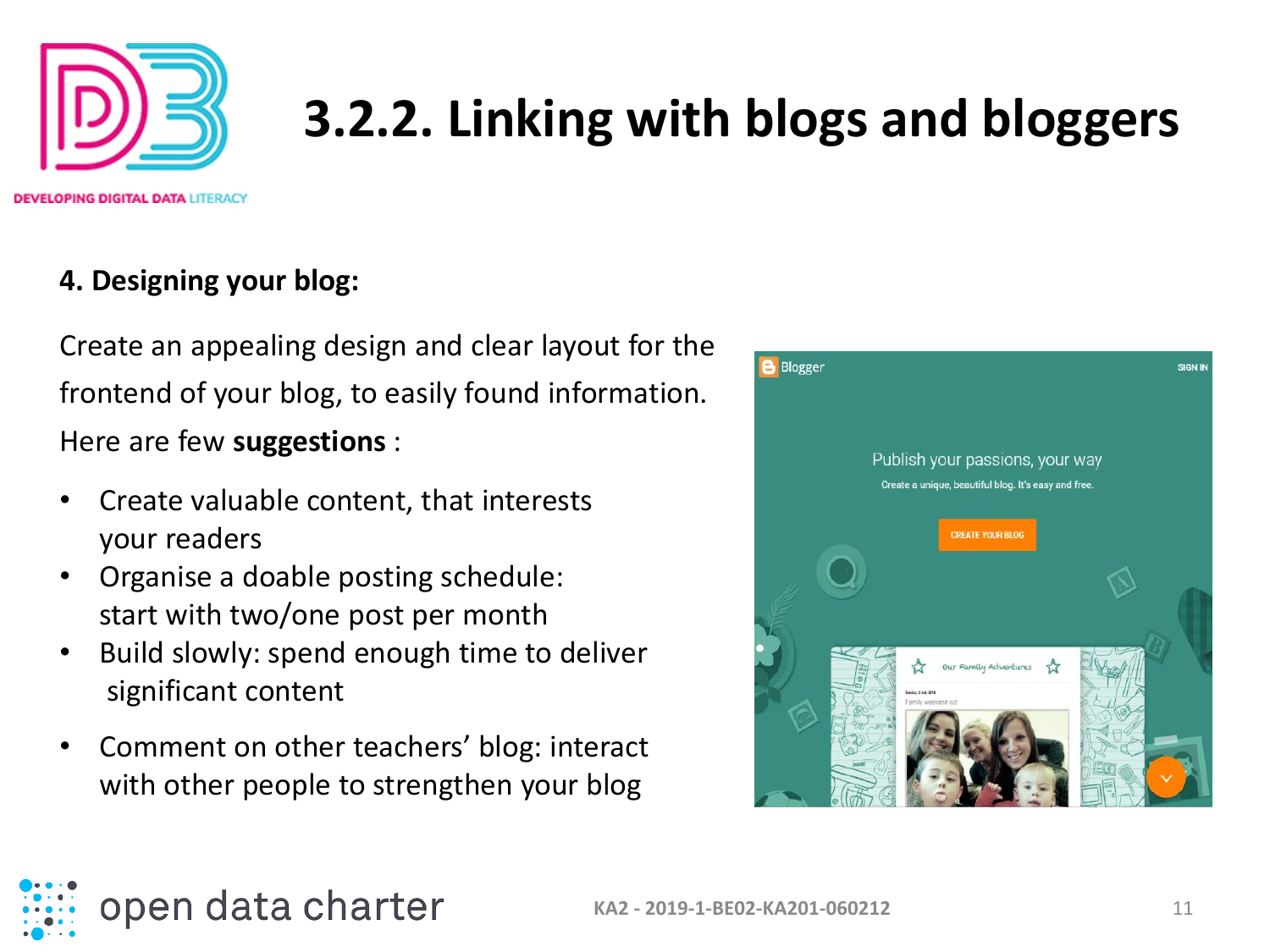# 3.2.2. Linking with blogs and bloggers

**4. Designing your blog:**

Create an appealing design and clear layout for the frontend of your blog, to easily found information. Here are few **suggestions** :

- Create valuable content, that interests your readers
- Organise a doable posting schedule: start with two/one post per month
- Build slowly: spend enough time to deliver significant content
- Comment on other teachers' blog: interact with other people to strengthen your blog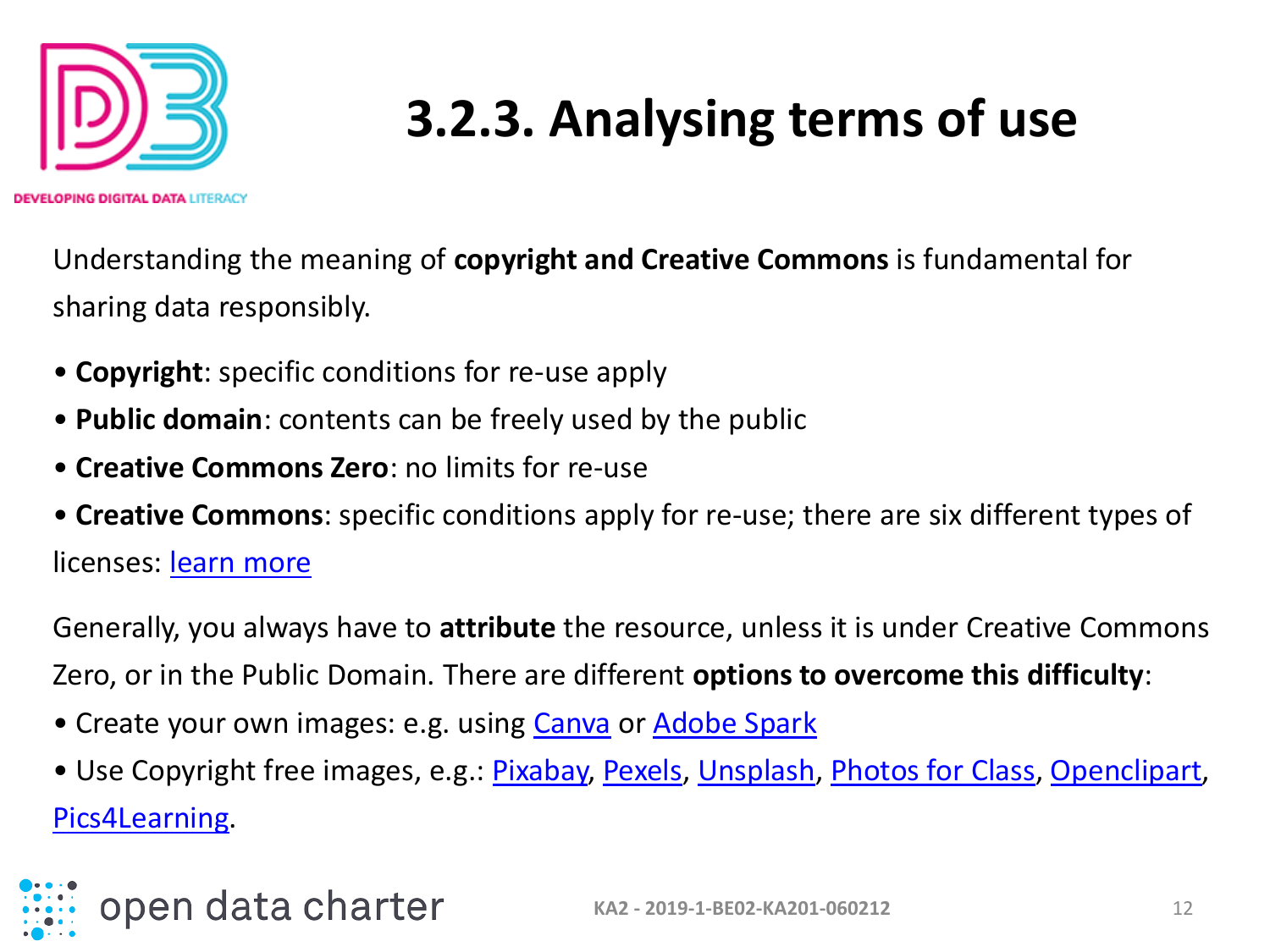# 3.2.3. Analysing terms of use

Understanding the meaning of **copyright and Creative Commons** is fundamental for sharing data responsibly.

- **Copyright**: specific conditions for re-use apply
- **Public domain**: contents can be freely used by the public
- **Creative Commons Zero**: no limits for re-use
- **Creative Commons**: specific conditions apply for re-use; there are six different types of licenses: learn more

Generally, you always have to **attribute** the resource, unless it is under Creative Commons Zero, or in the Public Domain. There are different **options to overcome this difficulty**:

- Create your own images: e.g. using Canva or Adobe Spark
- Use Copyright free images, e.g.: Pixabay, Pexels, Unsplash, Photos for Class, Openclipart, Pics4Learning.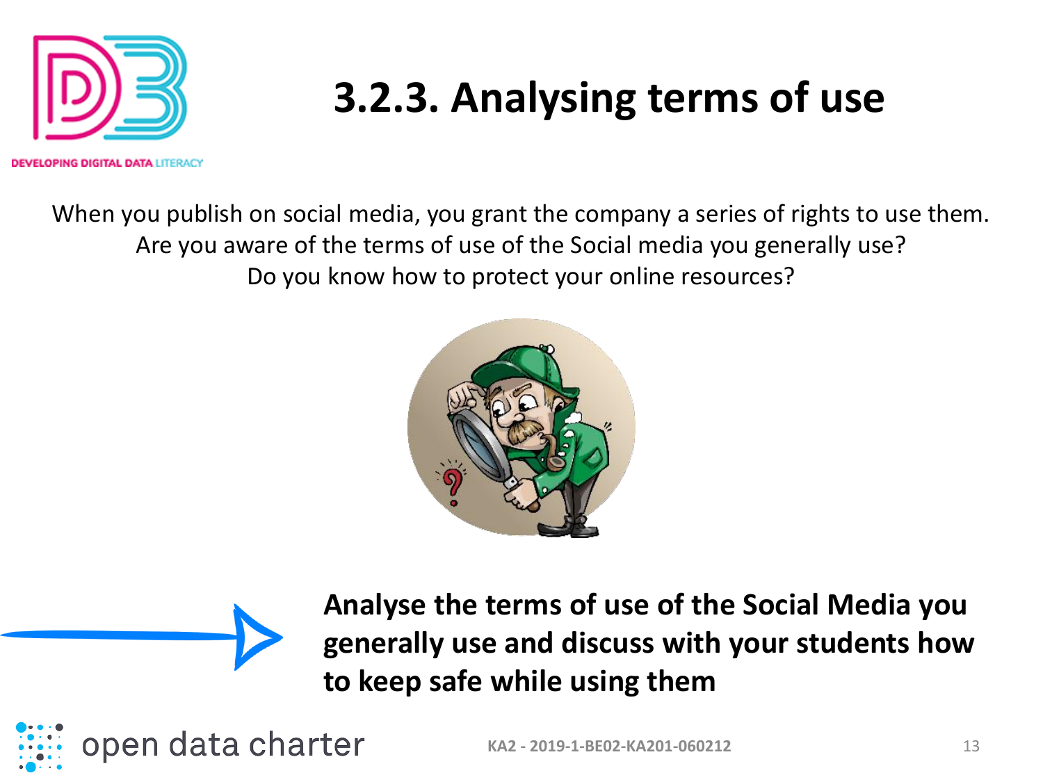# 3.2.3. Analysing terms of use

When you publish on social media, you grant the company a series of rights to use them.
Are you aware of the terms of use of the Social media you generally use?
Do you know how to protect your online resources?

**Analyse the terms of use of the Social Media you generally use and discuss with your students how to keep safe while using them**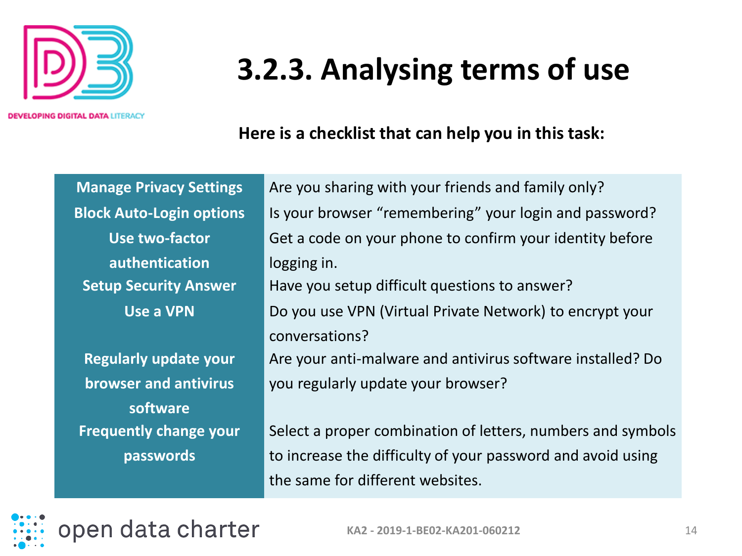# 3.2.3. Analysing terms of use

**Here is a checklist that can help you in this task:**

| | |
|---|---|
| **Manage Privacy Settings** | Are you sharing with your friends and family only? |
| **Block Auto-Login options** | Is your browser "remembering" your login and password? |
| **Use two-factor authentication** | Get a code on your phone to confirm your identity before logging in. |
| **Setup Security Answer** | Have you setup difficult questions to answer? |
| **Use a VPN** | Do you use VPN (Virtual Private Network) to encrypt your conversations? |
| **Regularly update your browser and antivirus software** | Are your anti-malware and antivirus software installed? Do you regularly update your browser? |
| **Frequently change your passwords** | Select a proper combination of letters, numbers and symbols to increase the difficulty of your password and avoid using the same for different websites. |

KA2 - 2019-1-BE02-KA201-060212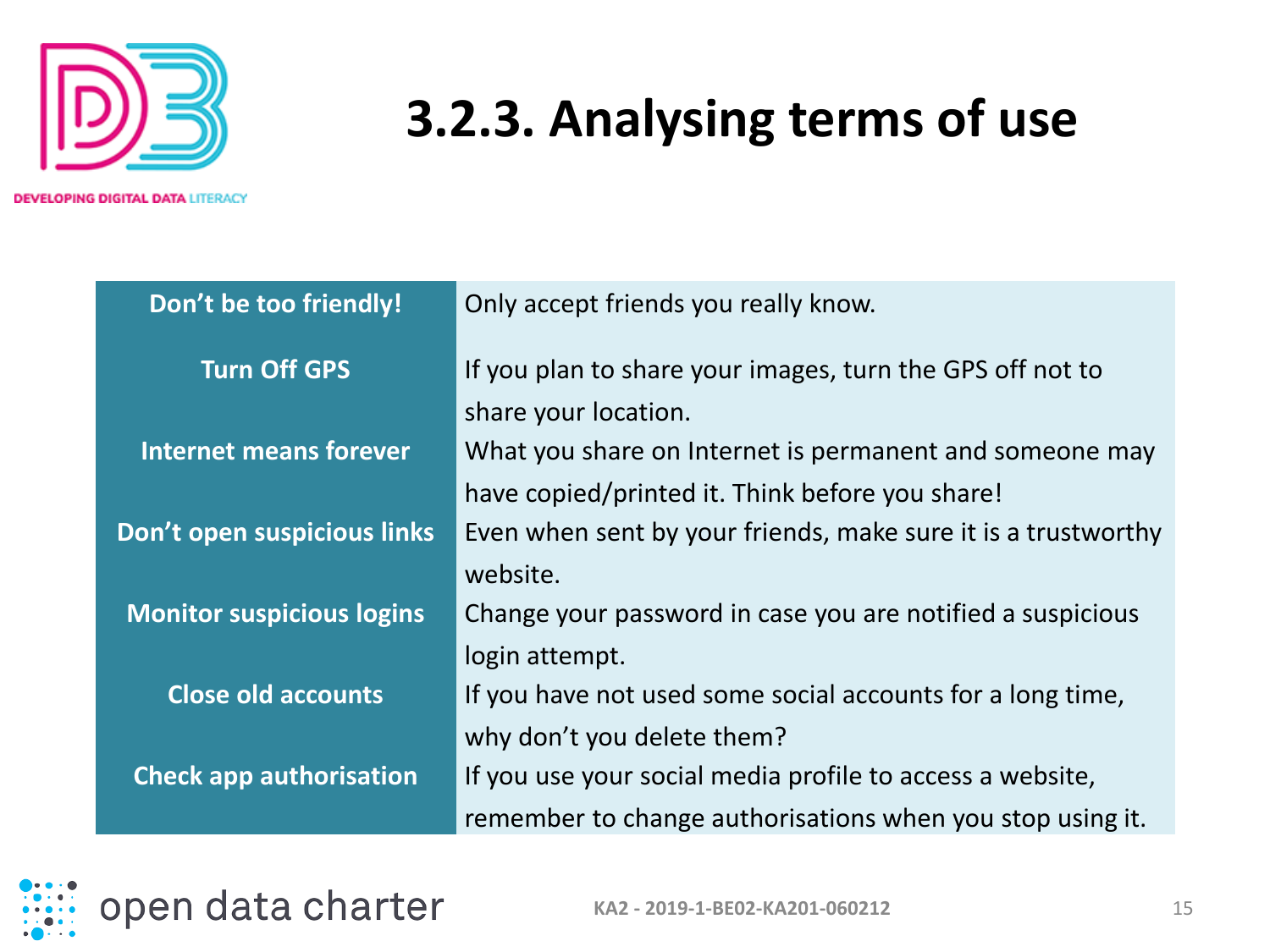# 3.2.3. Analysing terms of use

| | |
|---|---|
| **Don't be too friendly!** | Only accept friends you really know. |
| **Turn Off GPS** | If you plan to share your images, turn the GPS off not to share your location. |
| **Internet means forever** | What you share on Internet is permanent and someone may have copied/printed it. Think before you share! |
| **Don't open suspicious links** | Even when sent by your friends, make sure it is a trustworthy website. |
| **Monitor suspicious logins** | Change your password in case you are notified a suspicious login attempt. |
| **Close old accounts** | If you have not used some social accounts for a long time, why don't you delete them? |
| **Check app authorisation** | If you use your social media profile to access a website, remember to change authorisations when you stop using it. |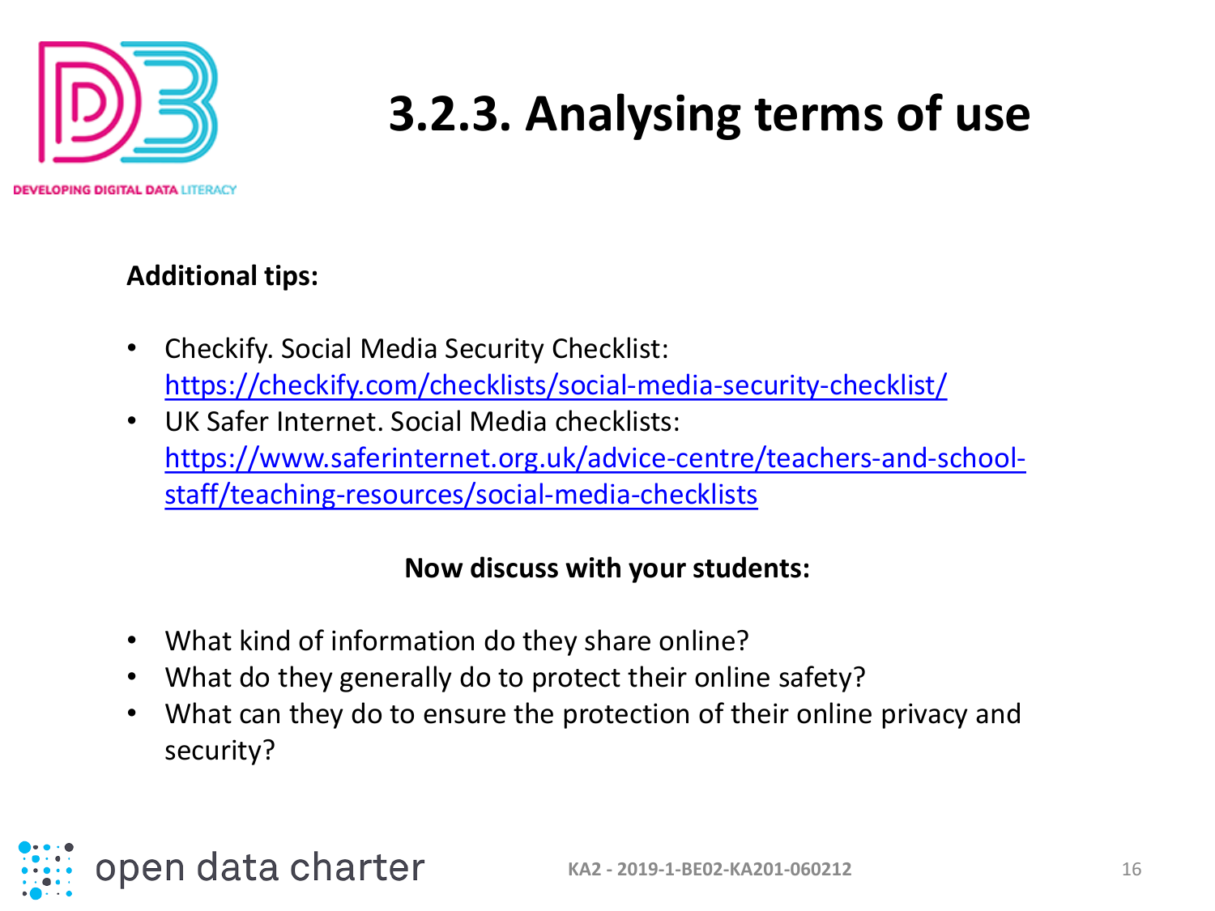# 3.2.3. Analysing terms of use

**Additional tips:**

- Checkify. Social Media Security Checklist: https://checkify.com/checklists/social-media-security-checklist/
- UK Safer Internet. Social Media checklists: https://www.saferinternet.org.uk/advice-centre/teachers-and-school-staff/teaching-resources/social-media-checklists

**Now discuss with your students:**

- What kind of information do they share online?
- What do they generally do to protect their online safety?
- What can they do to ensure the protection of their online privacy and security?